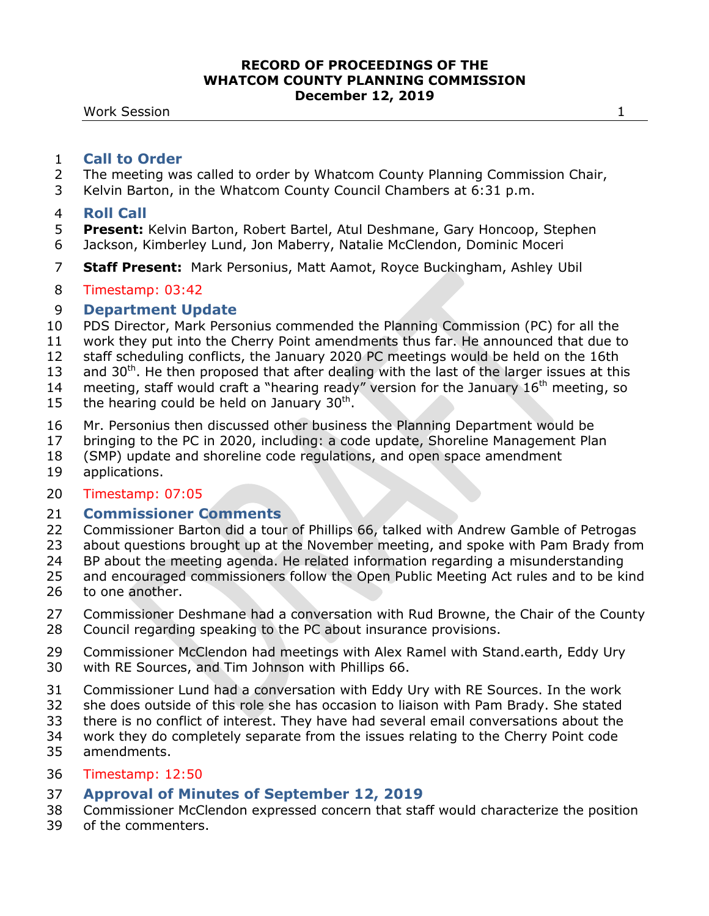**RECORD OF PROCEEDINGS OF THE**
**WHATCOM COUNTY PLANNING COMMISSION**
**December 12, 2019**

Work Session

## Call to Order

The meeting was called to order by Whatcom County Planning Commission Chair, Kelvin Barton, in the Whatcom County Council Chambers at 6:31 p.m.

## Roll Call

**Present:** Kelvin Barton, Robert Bartel, Atul Deshmane, Gary Honcoop, Stephen Jackson, Kimberley Lund, Jon Maberry, Natalie McClendon, Dominic Moceri

**Staff Present:** Mark Personius, Matt Aamot, Royce Buckingham, Ashley Ubil

Timestamp: 03:42

## Department Update

PDS Director, Mark Personius commended the Planning Commission (PC) for all the work they put into the Cherry Point amendments thus far. He announced that due to staff scheduling conflicts, the January 2020 PC meetings would be held on the 16th and 30th. He then proposed that after dealing with the last of the larger issues at this meeting, staff would craft a "hearing ready" version for the January 16th meeting, so the hearing could be held on January 30th.

Mr. Personius then discussed other business the Planning Department would be bringing to the PC in 2020, including: a code update, Shoreline Management Plan (SMP) update and shoreline code regulations, and open space amendment applications.

Timestamp: 07:05

## Commissioner Comments

Commissioner Barton did a tour of Phillips 66, talked with Andrew Gamble of Petrogas about questions brought up at the November meeting, and spoke with Pam Brady from BP about the meeting agenda. He related information regarding a misunderstanding and encouraged commissioners follow the Open Public Meeting Act rules and to be kind to one another.

Commissioner Deshmane had a conversation with Rud Browne, the Chair of the County Council regarding speaking to the PC about insurance provisions.

Commissioner McClendon had meetings with Alex Ramel with Stand.earth, Eddy Ury with RE Sources, and Tim Johnson with Phillips 66.

Commissioner Lund had a conversation with Eddy Ury with RE Sources. In the work she does outside of this role she has occasion to liaison with Pam Brady. She stated there is no conflict of interest. They have had several email conversations about the work they do completely separate from the issues relating to the Cherry Point code amendments.

Timestamp: 12:50

## Approval of Minutes of September 12, 2019

Commissioner McClendon expressed concern that staff would characterize the position of the commenters.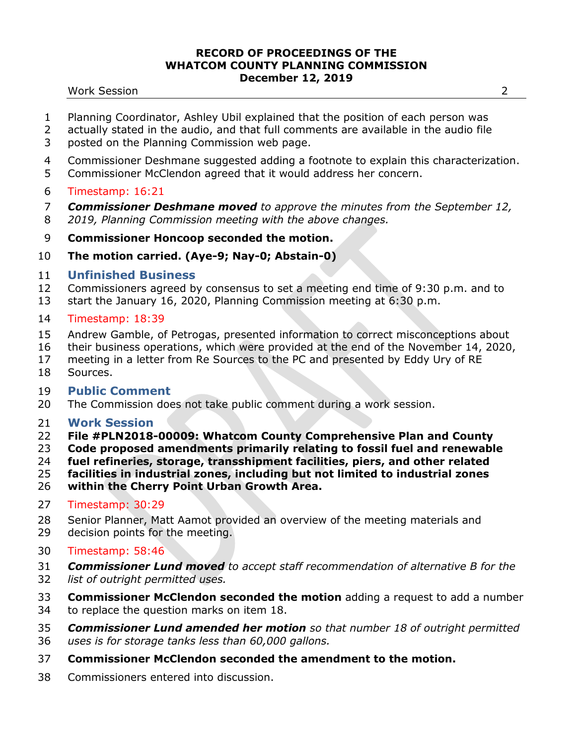Planning Coordinator, Ashley Ubil explained that the position of each person was actually stated in the audio, and that full comments are available in the audio file posted on the Planning Commission web page.

Commissioner Deshmane suggested adding a footnote to explain this characterization. Commissioner McClendon agreed that it would address her concern.

Timestamp: 16:21

***Commissioner Deshmane moved*** *to approve the minutes from the September 12, 2019, Planning Commission meeting with the above changes.*

**Commissioner Honcoop seconded the motion.**

**The motion carried. (Aye-9; Nay-0; Abstain-0)**

## Unfinished Business

Commissioners agreed by consensus to set a meeting end time of 9:30 p.m. and to start the January 16, 2020, Planning Commission meeting at 6:30 p.m.

Timestamp: 18:39

Andrew Gamble, of Petrogas, presented information to correct misconceptions about their business operations, which were provided at the end of the November 14, 2020, meeting in a letter from Re Sources to the PC and presented by Eddy Ury of RE Sources.

## Public Comment

The Commission does not take public comment during a work session.

## Work Session

**File #PLN2018-00009: Whatcom County Comprehensive Plan and County Code proposed amendments primarily relating to fossil fuel and renewable fuel refineries, storage, transshipment facilities, piers, and other related facilities in industrial zones, including but not limited to industrial zones within the Cherry Point Urban Growth Area.**

Timestamp: 30:29

Senior Planner, Matt Aamot provided an overview of the meeting materials and decision points for the meeting.

Timestamp: 58:46

***Commissioner Lund moved*** *to accept staff recommendation of alternative B for the list of outright permitted uses.*

**Commissioner McClendon seconded the motion** adding a request to add a number to replace the question marks on item 18.

***Commissioner Lund amended her motion*** *so that number 18 of outright permitted uses is for storage tanks less than 60,000 gallons.*

**Commissioner McClendon seconded the amendment to the motion.**

Commissioners entered into discussion.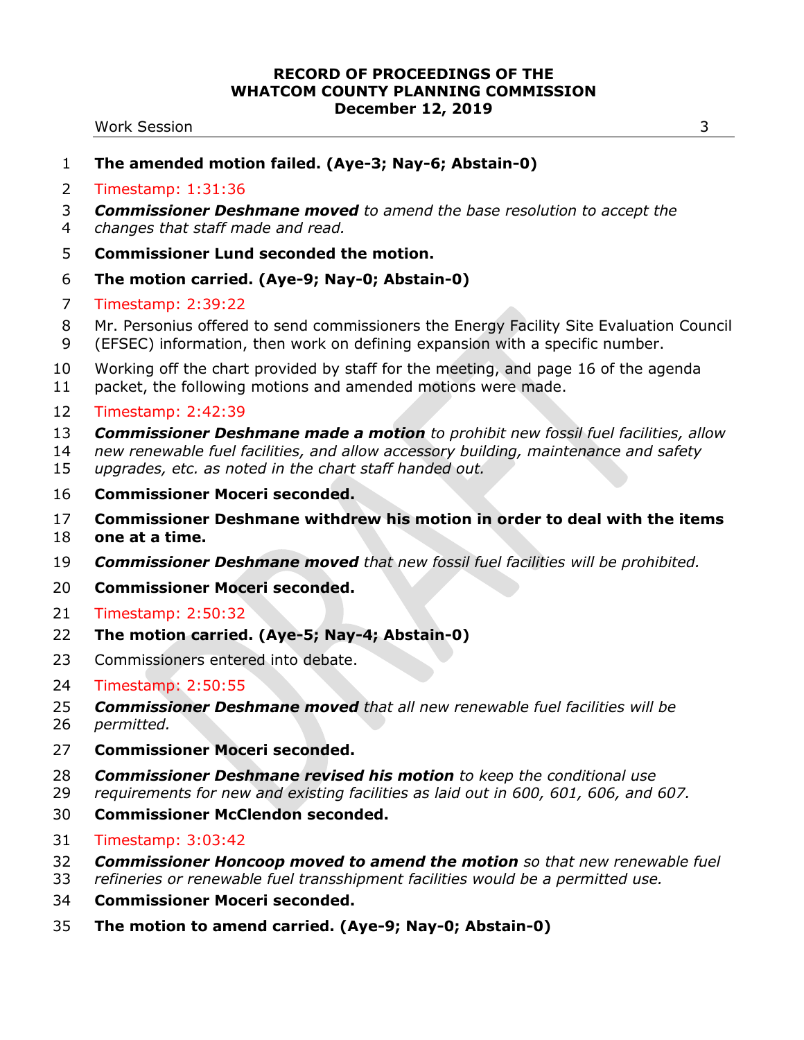**The amended motion failed. (Aye-3; Nay-6; Abstain-0)**

Timestamp: 1:31:36

***Commissioner Deshmane moved*** *to amend the base resolution to accept the changes that staff made and read.*

**Commissioner Lund seconded the motion.**

**The motion carried. (Aye-9; Nay-0; Abstain-0)**

Timestamp: 2:39:22

Mr. Personius offered to send commissioners the Energy Facility Site Evaluation Council (EFSEC) information, then work on defining expansion with a specific number.

Working off the chart provided by staff for the meeting, and page 16 of the agenda packet, the following motions and amended motions were made.

Timestamp: 2:42:39

***Commissioner Deshmane made a motion*** *to prohibit new fossil fuel facilities, allow new renewable fuel facilities, and allow accessory building, maintenance and safety upgrades, etc. as noted in the chart staff handed out.*

**Commissioner Moceri seconded.**

**Commissioner Deshmane withdrew his motion in order to deal with the items one at a time.**

***Commissioner Deshmane moved*** *that new fossil fuel facilities will be prohibited.*

**Commissioner Moceri seconded.**

Timestamp: 2:50:32

**The motion carried. (Aye-5; Nay-4; Abstain-0)**

Commissioners entered into debate.

Timestamp: 2:50:55

***Commissioner Deshmane moved*** *that all new renewable fuel facilities will be permitted.*

**Commissioner Moceri seconded.**

***Commissioner Deshmane revised his motion*** *to keep the conditional use requirements for new and existing facilities as laid out in 600, 601, 606, and 607.*

**Commissioner McClendon seconded.**

Timestamp: 3:03:42

***Commissioner Honcoop moved to amend the motion*** *so that new renewable fuel refineries or renewable fuel transshipment facilities would be a permitted use.*

**Commissioner Moceri seconded.**

**The motion to amend carried. (Aye-9; Nay-0; Abstain-0)**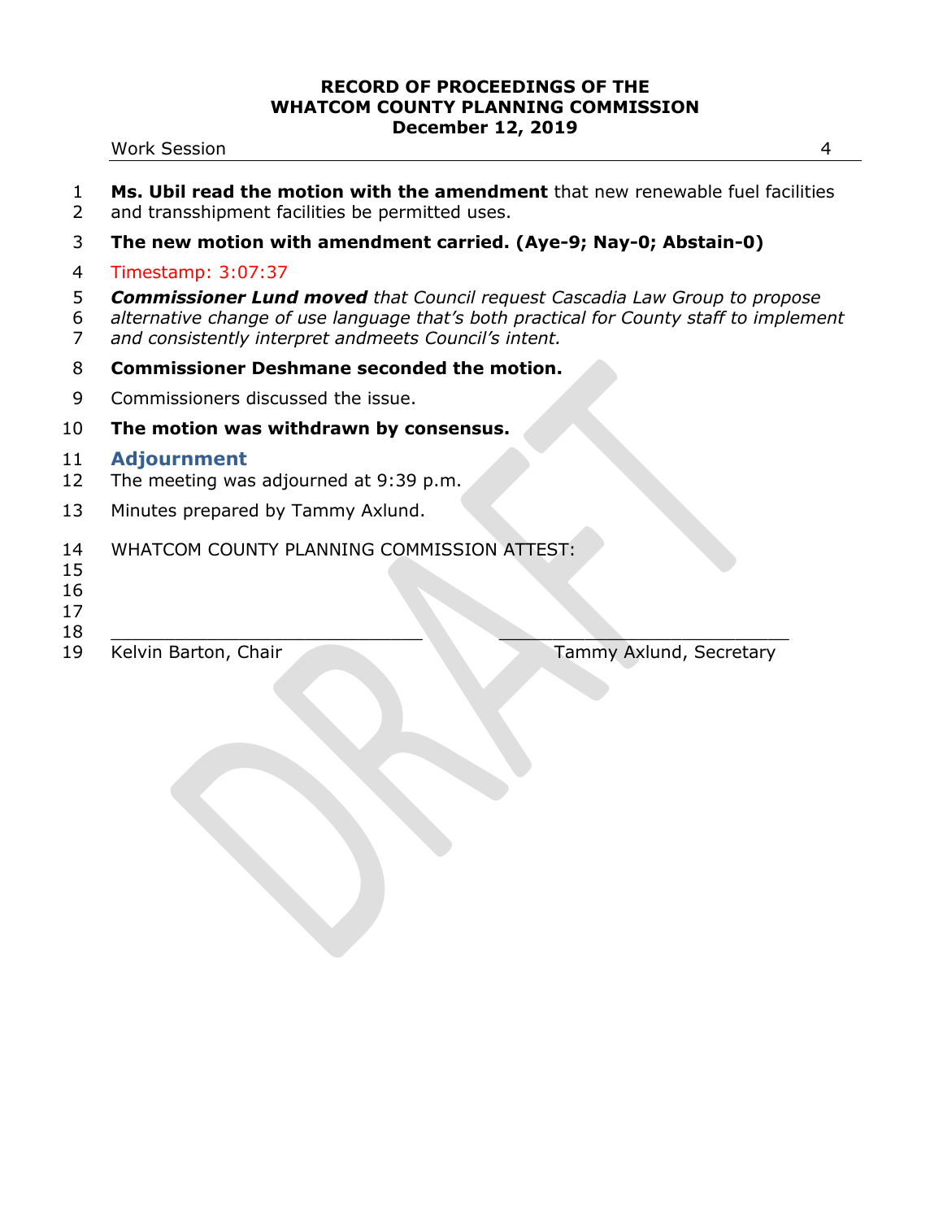**Ms. Ubil read the motion with the amendment** that new renewable fuel facilities and transshipment facilities be permitted uses.

**The new motion with amendment carried. (Aye-9; Nay-0; Abstain-0)**

Timestamp: 3:07:37

***Commissioner Lund moved*** *that Council request Cascadia Law Group to propose alternative change of use language that's both practical for County staff to implement and consistently interpret andmeets Council's intent.*

**Commissioner Deshmane seconded the motion.**

Commissioners discussed the issue.

**The motion was withdrawn by consensus.**

## Adjournment

The meeting was adjourned at 9:39 p.m.

Minutes prepared by Tammy Axlund.

WHATCOM COUNTY PLANNING COMMISSION ATTEST:

\_\_\_\_\_\_\_\_\_\_\_\_\_\_\_\_\_\_\_\_\_\_\_\_\_\_\_\_\_\_ \_\_\_\_\_\_\_\_\_\_\_\_\_\_\_\_\_\_\_\_\_\_\_\_\_\_\_\_\_\_

Kelvin Barton, Chair Tammy Axlund, Secretary